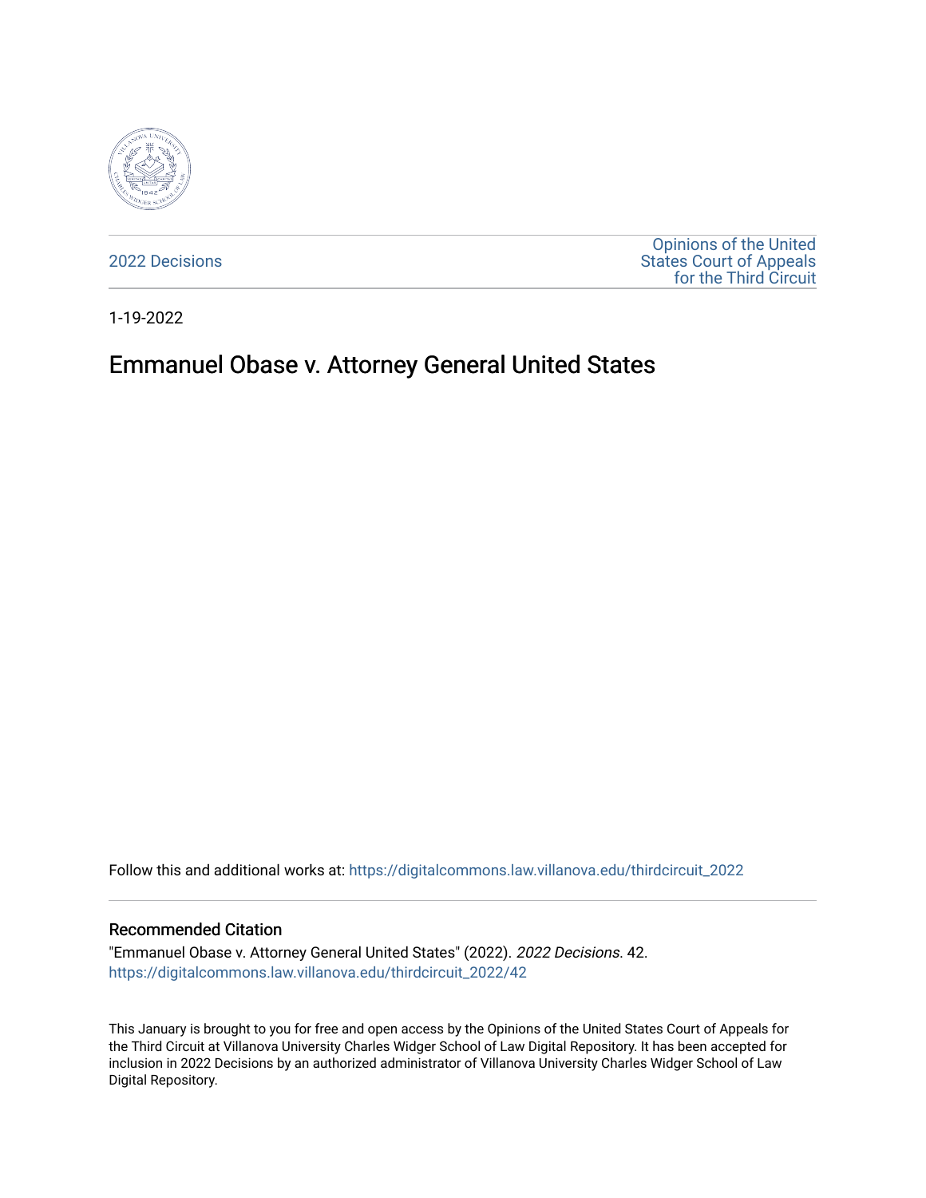2022 Decisions

Opinions of the United States Court of Appeals for the Third Circuit

1-19-2022

# Emmanuel Obase v. Attorney General United States

Follow this and additional works at: https://digitalcommons.law.villanova.edu/thirdcircuit_2022

## Recommended Citation

"Emmanuel Obase v. Attorney General United States" (2022). *2022 Decisions*. 42.
https://digitalcommons.law.villanova.edu/thirdcircuit_2022/42

This January is brought to you for free and open access by the Opinions of the United States Court of Appeals for the Third Circuit at Villanova University Charles Widger School of Law Digital Repository. It has been accepted for inclusion in 2022 Decisions by an authorized administrator of Villanova University Charles Widger School of Law Digital Repository.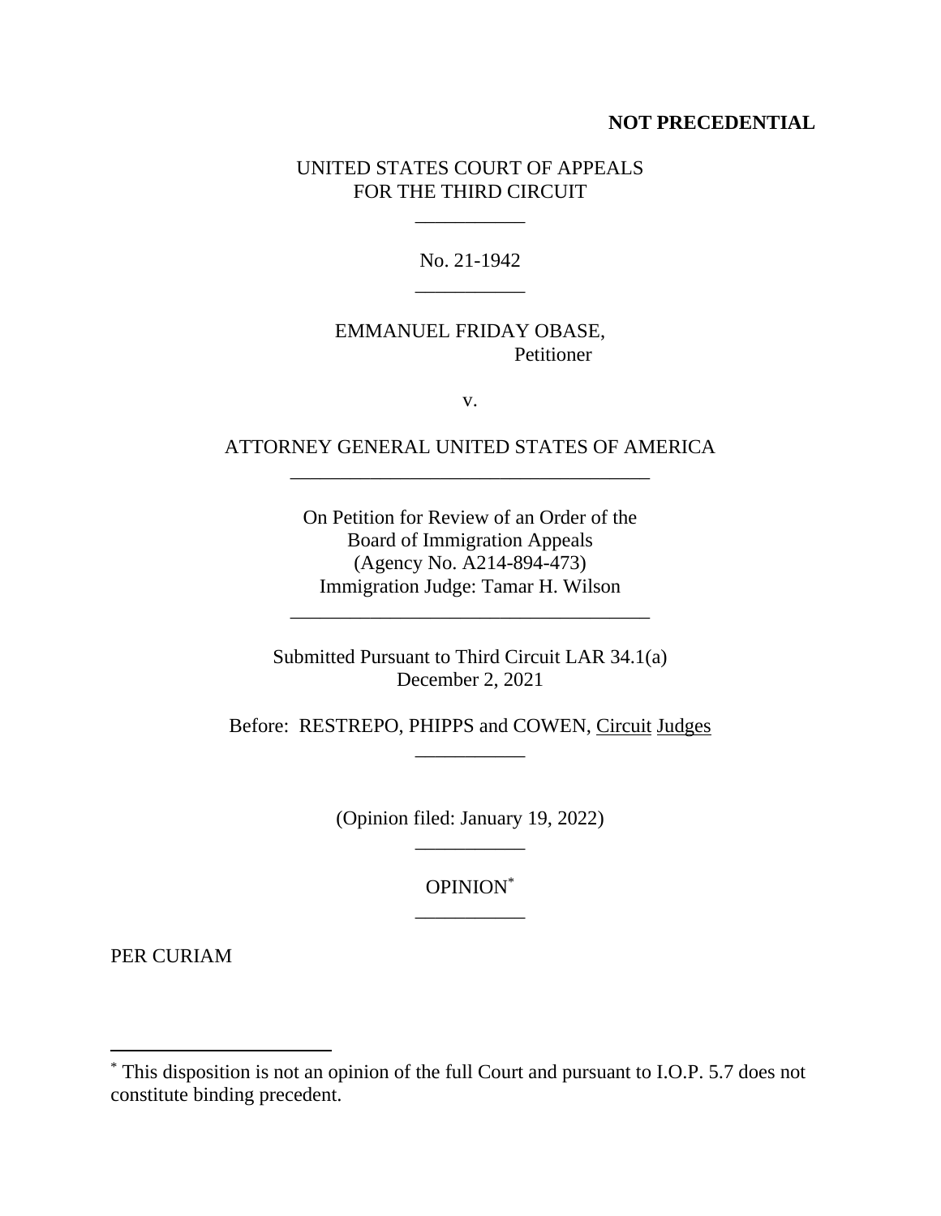**NOT PRECEDENTIAL**

UNITED STATES COURT OF APPEALS
FOR THE THIRD CIRCUIT

\_\_\_\_\_\_\_\_\_\_\_

No. 21-1942

\_\_\_\_\_\_\_\_\_\_\_

EMMANUEL FRIDAY OBASE,
Petitioner

v.

ATTORNEY GENERAL UNITED STATES OF AMERICA

\_\_\_\_\_\_\_\_\_\_\_\_\_\_\_\_\_\_\_\_\_\_\_\_\_\_\_\_\_\_\_\_\_\_\_\_

On Petition for Review of an Order of the
Board of Immigration Appeals
(Agency No. A214-894-473)
Immigration Judge: Tamar H. Wilson

\_\_\_\_\_\_\_\_\_\_\_\_\_\_\_\_\_\_\_\_\_\_\_\_\_\_\_\_\_\_\_\_\_\_\_\_

Submitted Pursuant to Third Circuit LAR 34.1(a)
December 2, 2021

Before: RESTREPO, PHIPPS and COWEN, Circuit Judges

\_\_\_\_\_\_\_\_\_\_\_

(Opinion filed: January 19, 2022)

\_\_\_\_\_\_\_\_\_\_\_

OPINION[*]

\_\_\_\_\_\_\_\_\_\_\_

PER CURIAM

---

[*] This disposition is not an opinion of the full Court and pursuant to I.O.P. 5.7 does not constitute binding precedent.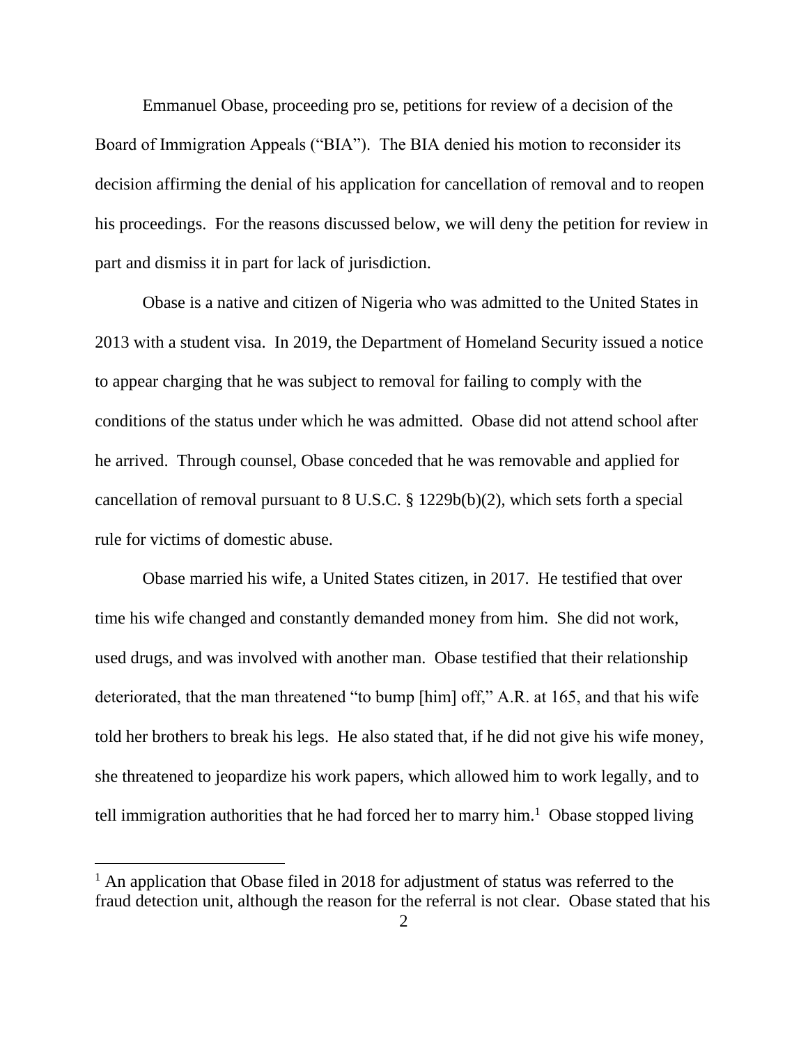Emmanuel Obase, proceeding pro se, petitions for review of a decision of the Board of Immigration Appeals ("BIA"). The BIA denied his motion to reconsider its decision affirming the denial of his application for cancellation of removal and to reopen his proceedings. For the reasons discussed below, we will deny the petition for review in part and dismiss it in part for lack of jurisdiction.

Obase is a native and citizen of Nigeria who was admitted to the United States in 2013 with a student visa. In 2019, the Department of Homeland Security issued a notice to appear charging that he was subject to removal for failing to comply with the conditions of the status under which he was admitted. Obase did not attend school after he arrived. Through counsel, Obase conceded that he was removable and applied for cancellation of removal pursuant to 8 U.S.C. § 1229b(b)(2), which sets forth a special rule for victims of domestic abuse.

Obase married his wife, a United States citizen, in 2017. He testified that over time his wife changed and constantly demanded money from him. She did not work, used drugs, and was involved with another man. Obase testified that their relationship deteriorated, that the man threatened "to bump [him] off," A.R. at 165, and that his wife told her brothers to break his legs. He also stated that, if he did not give his wife money, she threatened to jeopardize his work papers, which allowed him to work legally, and to tell immigration authorities that he had forced her to marry him.[1] Obase stopped living

[1] An application that Obase filed in 2018 for adjustment of status was referred to the fraud detection unit, although the reason for the referral is not clear. Obase stated that his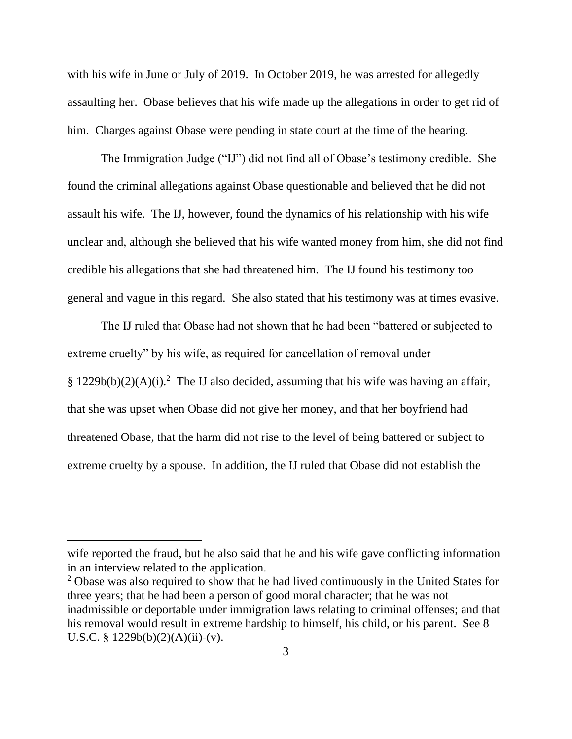with his wife in June or July of 2019. In October 2019, he was arrested for allegedly assaulting her. Obase believes that his wife made up the allegations in order to get rid of him. Charges against Obase were pending in state court at the time of the hearing.

The Immigration Judge ("IJ") did not find all of Obase's testimony credible. She found the criminal allegations against Obase questionable and believed that he did not assault his wife. The IJ, however, found the dynamics of his relationship with his wife unclear and, although she believed that his wife wanted money from him, she did not find credible his allegations that she had threatened him. The IJ found his testimony too general and vague in this regard. She also stated that his testimony was at times evasive.

The IJ ruled that Obase had not shown that he had been "battered or subjected to extreme cruelty" by his wife, as required for cancellation of removal under § 1229b(b)(2)(A)(i).[2] The IJ also decided, assuming that his wife was having an affair, that she was upset when Obase did not give her money, and that her boyfriend had threatened Obase, that the harm did not rise to the level of being battered or subject to extreme cruelty by a spouse. In addition, the IJ ruled that Obase did not establish the

---

wife reported the fraud, but he also said that he and his wife gave conflicting information in an interview related to the application.

[2] Obase was also required to show that he had lived continuously in the United States for three years; that he had been a person of good moral character; that he was not inadmissible or deportable under immigration laws relating to criminal offenses; and that his removal would result in extreme hardship to himself, his child, or his parent. See 8 U.S.C. § 1229b(b)(2)(A)(ii)-(v).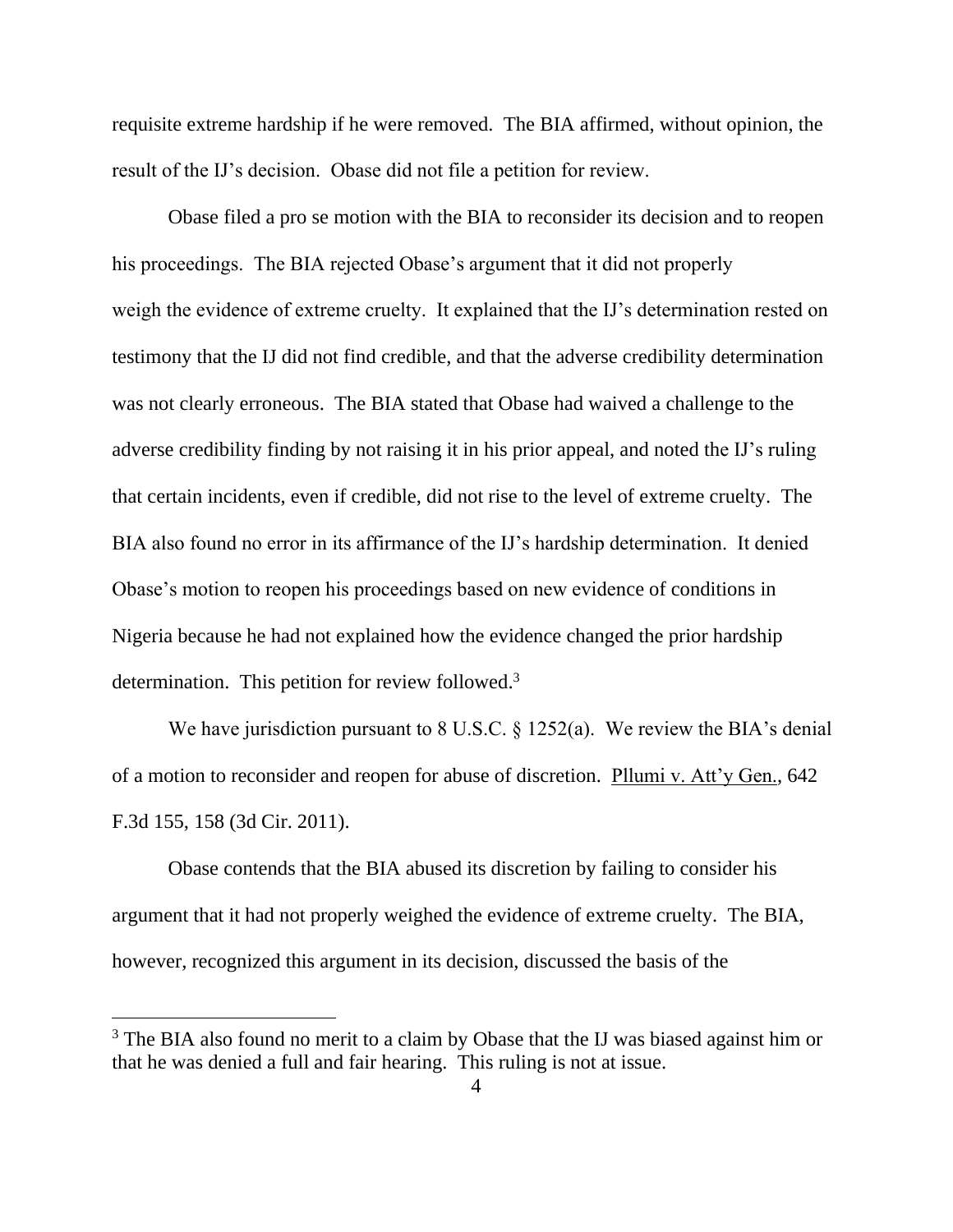requisite extreme hardship if he were removed. The BIA affirmed, without opinion, the result of the IJ's decision. Obase did not file a petition for review.

Obase filed a pro se motion with the BIA to reconsider its decision and to reopen his proceedings. The BIA rejected Obase's argument that it did not properly weigh the evidence of extreme cruelty. It explained that the IJ's determination rested on testimony that the IJ did not find credible, and that the adverse credibility determination was not clearly erroneous. The BIA stated that Obase had waived a challenge to the adverse credibility finding by not raising it in his prior appeal, and noted the IJ's ruling that certain incidents, even if credible, did not rise to the level of extreme cruelty. The BIA also found no error in its affirmance of the IJ's hardship determination. It denied Obase's motion to reopen his proceedings based on new evidence of conditions in Nigeria because he had not explained how the evidence changed the prior hardship determination. This petition for review followed.[3]

We have jurisdiction pursuant to 8 U.S.C. § 1252(a). We review the BIA's denial of a motion to reconsider and reopen for abuse of discretion. Pllumi v. Att'y Gen., 642 F.3d 155, 158 (3d Cir. 2011).

Obase contends that the BIA abused its discretion by failing to consider his argument that it had not properly weighed the evidence of extreme cruelty. The BIA, however, recognized this argument in its decision, discussed the basis of the

[3] The BIA also found no merit to a claim by Obase that the IJ was biased against him or that he was denied a full and fair hearing. This ruling is not at issue.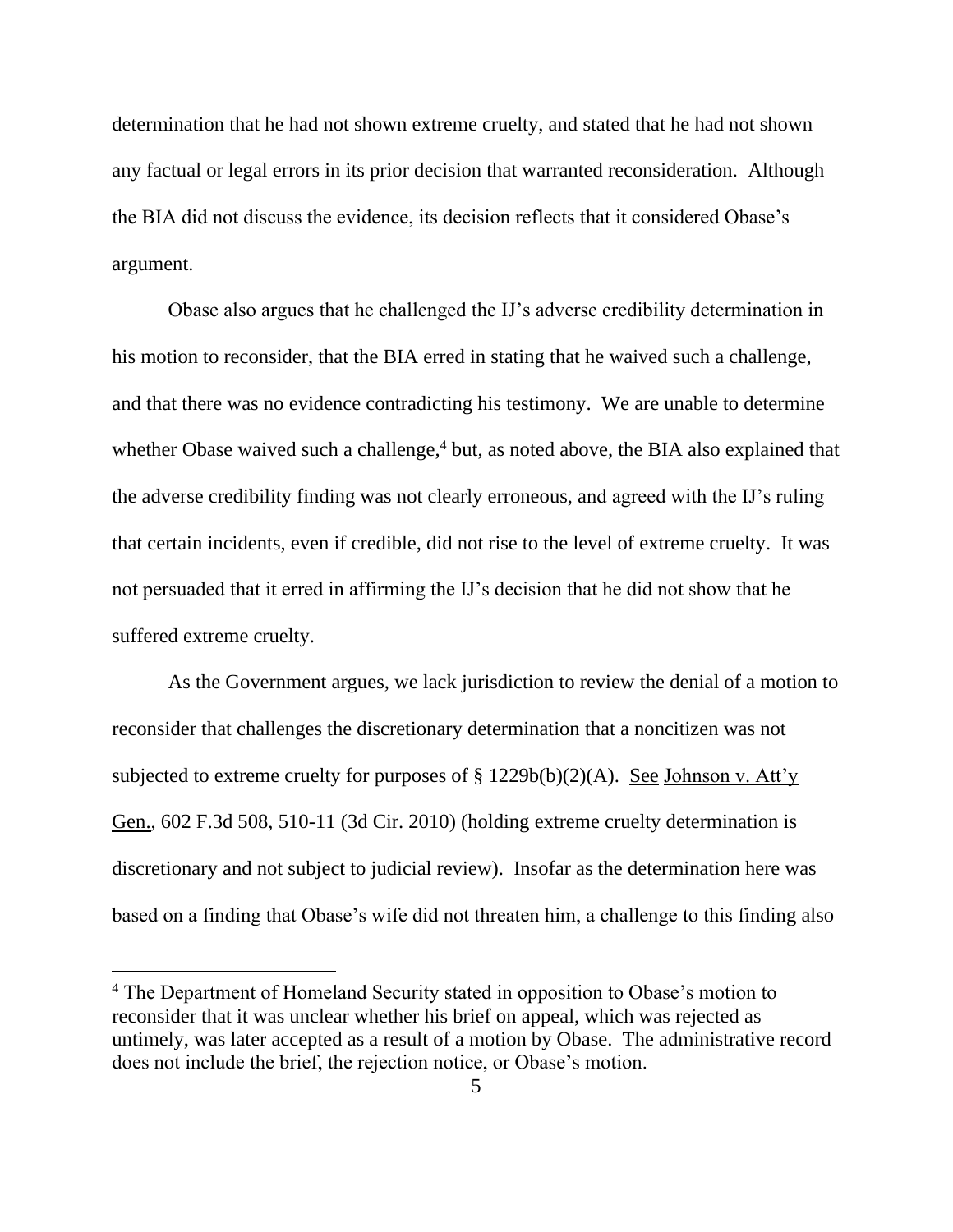determination that he had not shown extreme cruelty, and stated that he had not shown any factual or legal errors in its prior decision that warranted reconsideration. Although the BIA did not discuss the evidence, its decision reflects that it considered Obase's argument.

Obase also argues that he challenged the IJ's adverse credibility determination in his motion to reconsider, that the BIA erred in stating that he waived such a challenge, and that there was no evidence contradicting his testimony. We are unable to determine whether Obase waived such a challenge,[4] but, as noted above, the BIA also explained that the adverse credibility finding was not clearly erroneous, and agreed with the IJ's ruling that certain incidents, even if credible, did not rise to the level of extreme cruelty. It was not persuaded that it erred in affirming the IJ's decision that he did not show that he suffered extreme cruelty.

As the Government argues, we lack jurisdiction to review the denial of a motion to reconsider that challenges the discretionary determination that a noncitizen was not subjected to extreme cruelty for purposes of § 1229b(b)(2)(A). See Johnson v. Att'y Gen., 602 F.3d 508, 510-11 (3d Cir. 2010) (holding extreme cruelty determination is discretionary and not subject to judicial review). Insofar as the determination here was based on a finding that Obase's wife did not threaten him, a challenge to this finding also

---

[4] The Department of Homeland Security stated in opposition to Obase's motion to reconsider that it was unclear whether his brief on appeal, which was rejected as untimely, was later accepted as a result of a motion by Obase. The administrative record does not include the brief, the rejection notice, or Obase's motion.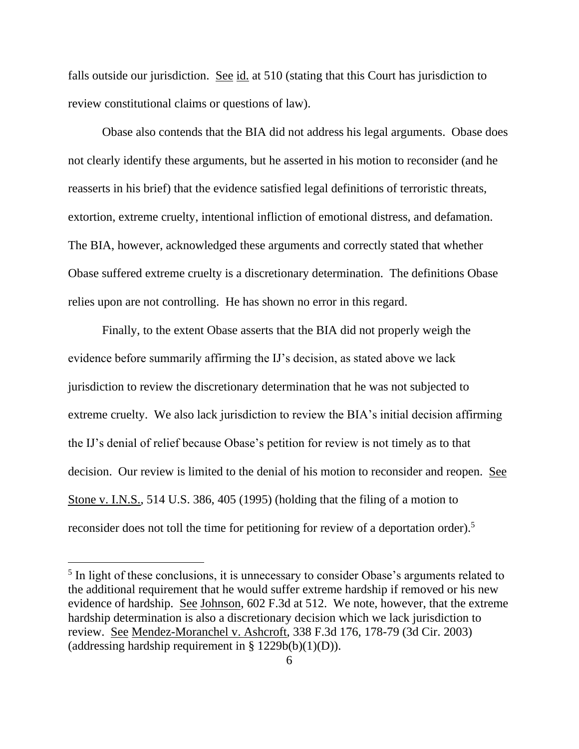falls outside our jurisdiction. See id. at 510 (stating that this Court has jurisdiction to review constitutional claims or questions of law).

Obase also contends that the BIA did not address his legal arguments. Obase does not clearly identify these arguments, but he asserted in his motion to reconsider (and he reasserts in his brief) that the evidence satisfied legal definitions of terroristic threats, extortion, extreme cruelty, intentional infliction of emotional distress, and defamation. The BIA, however, acknowledged these arguments and correctly stated that whether Obase suffered extreme cruelty is a discretionary determination. The definitions Obase relies upon are not controlling. He has shown no error in this regard.

Finally, to the extent Obase asserts that the BIA did not properly weigh the evidence before summarily affirming the IJ's decision, as stated above we lack jurisdiction to review the discretionary determination that he was not subjected to extreme cruelty. We also lack jurisdiction to review the BIA's initial decision affirming the IJ's denial of relief because Obase's petition for review is not timely as to that decision. Our review is limited to the denial of his motion to reconsider and reopen. See Stone v. I.N.S., 514 U.S. 386, 405 (1995) (holding that the filing of a motion to reconsider does not toll the time for petitioning for review of a deportation order).[5]

---

[5] In light of these conclusions, it is unnecessary to consider Obase's arguments related to the additional requirement that he would suffer extreme hardship if removed or his new evidence of hardship. See Johnson, 602 F.3d at 512. We note, however, that the extreme hardship determination is also a discretionary decision which we lack jurisdiction to review. See Mendez-Moranchel v. Ashcroft, 338 F.3d 176, 178-79 (3d Cir. 2003) (addressing hardship requirement in § 1229b(b)(1)(D)).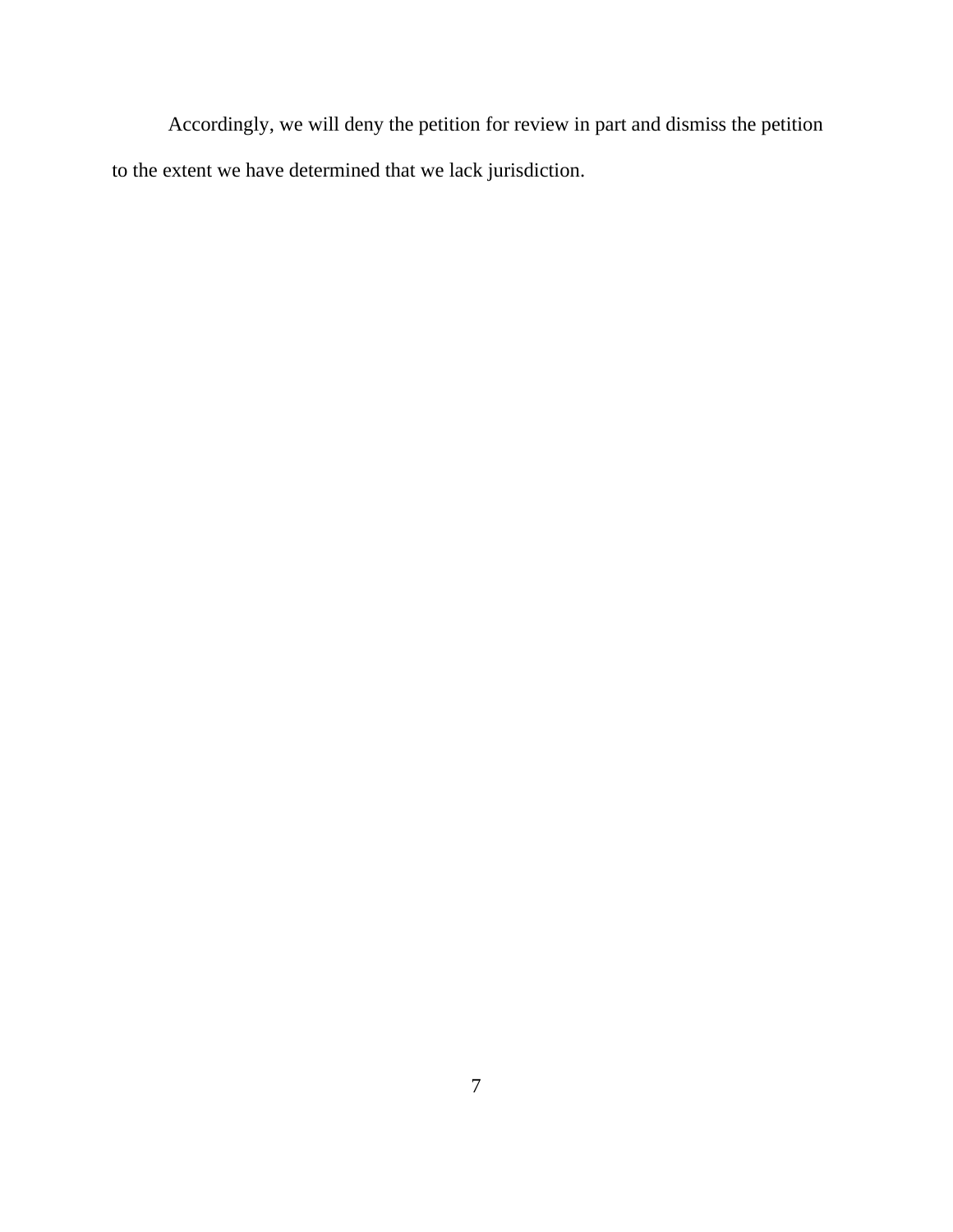Accordingly, we will deny the petition for review in part and dismiss the petition to the extent we have determined that we lack jurisdiction.